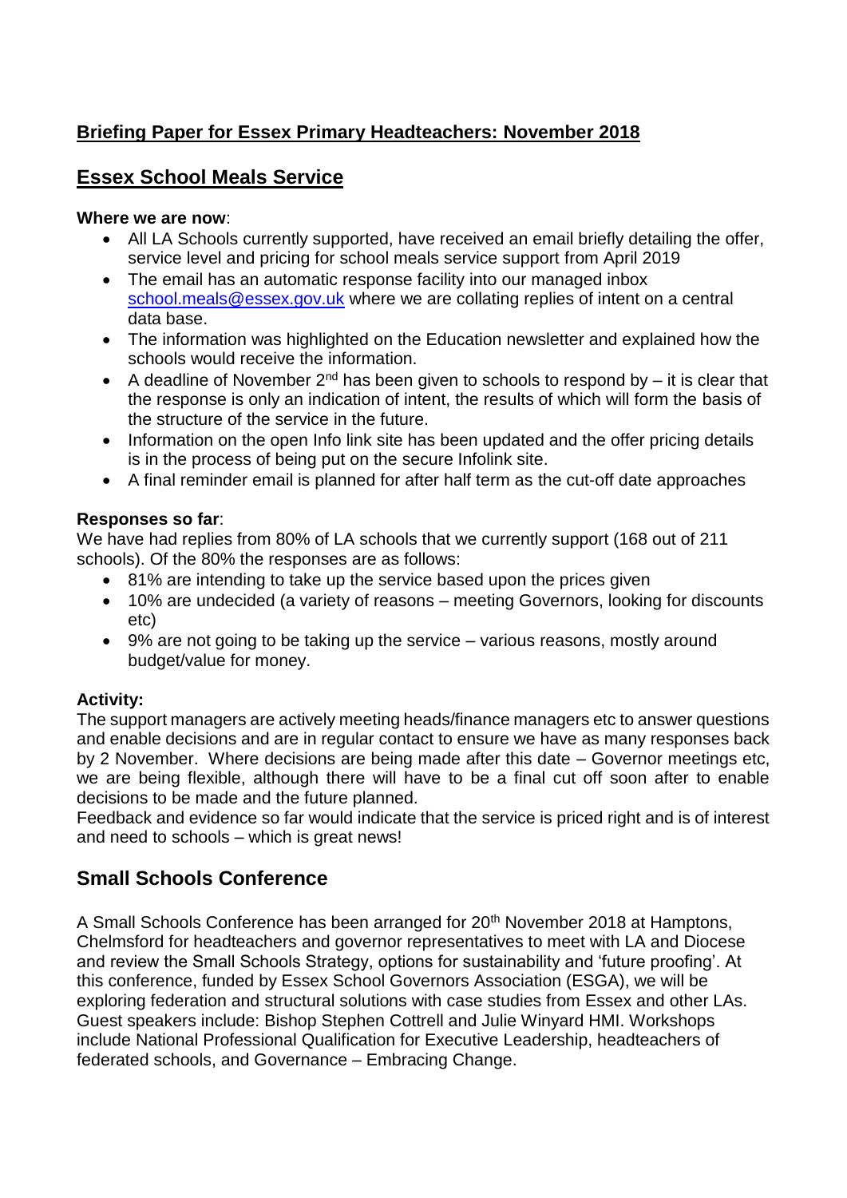# Briefing Paper for Essex Primary Headteachers: November 2018

## Essex School Meals Service

**Where we are now**:

- All LA Schools currently supported, have received an email briefly detailing the offer, service level and pricing for school meals service support from April 2019
- The email has an automatic response facility into our managed inbox school.meals@essex.gov.uk where we are collating replies of intent on a central data base.
- The information was highlighted on the Education newsletter and explained how the schools would receive the information.
- A deadline of November 2nd has been given to schools to respond by – it is clear that the response is only an indication of intent, the results of which will form the basis of the structure of the service in the future.
- Information on the open Info link site has been updated and the offer pricing details is in the process of being put on the secure Infolink site.
- A final reminder email is planned for after half term as the cut-off date approaches

**Responses so far**:

We have had replies from 80% of LA schools that we currently support (168 out of 211 schools). Of the 80% the responses are as follows:

- 81% are intending to take up the service based upon the prices given
- 10% are undecided (a variety of reasons – meeting Governors, looking for discounts etc)
- 9% are not going to be taking up the service – various reasons, mostly around budget/value for money.

**Activity:**

The support managers are actively meeting heads/finance managers etc to answer questions and enable decisions and are in regular contact to ensure we have as many responses back by 2 November. Where decisions are being made after this date – Governor meetings etc, we are being flexible, although there will have to be a final cut off soon after to enable decisions to be made and the future planned.

Feedback and evidence so far would indicate that the service is priced right and is of interest and need to schools – which is great news!

## Small Schools Conference

A Small Schools Conference has been arranged for 20th November 2018 at Hamptons, Chelmsford for headteachers and governor representatives to meet with LA and Diocese and review the Small Schools Strategy, options for sustainability and 'future proofing'. At this conference, funded by Essex School Governors Association (ESGA), we will be exploring federation and structural solutions with case studies from Essex and other LAs. Guest speakers include: Bishop Stephen Cottrell and Julie Winyard HMI. Workshops include National Professional Qualification for Executive Leadership, headteachers of federated schools, and Governance – Embracing Change.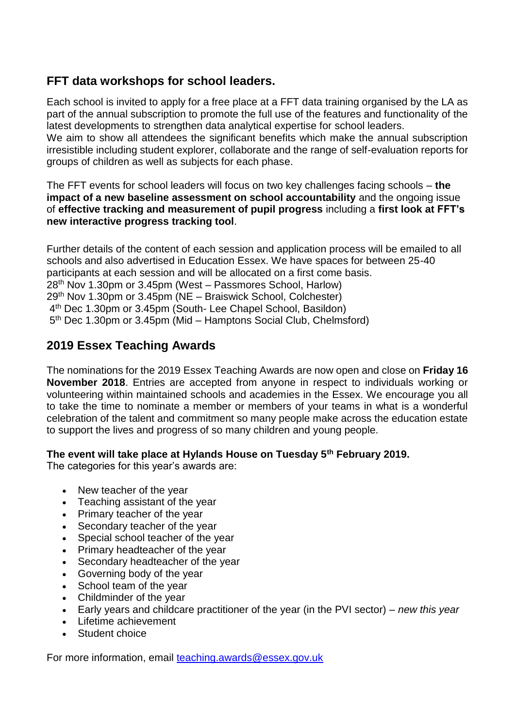## FFT data workshops for school leaders.

Each school is invited to apply for a free place at a FFT data training organised by the LA as part of the annual subscription to promote the full use of the features and functionality of the latest developments to strengthen data analytical expertise for school leaders.
We aim to show all attendees the significant benefits which make the annual subscription irresistible including student explorer, collaborate and the range of self-evaluation reports for groups of children as well as subjects for each phase.

The FFT events for school leaders will focus on two key challenges facing schools – **the impact of a new baseline assessment on school accountability** and the ongoing issue of **effective tracking and measurement of pupil progress** including a **first look at FFT's new interactive progress tracking tool**.

Further details of the content of each session and application process will be emailed to all schools and also advertised in Education Essex. We have spaces for between 25-40 participants at each session and will be allocated on a first come basis.
28th Nov 1.30pm or 3.45pm (West – Passmores School, Harlow)
29th Nov 1.30pm or 3.45pm (NE – Braiswick School, Colchester)
4th Dec 1.30pm or 3.45pm (South- Lee Chapel School, Basildon)
5th Dec 1.30pm or 3.45pm (Mid – Hamptons Social Club, Chelmsford)

## 2019 Essex Teaching Awards

The nominations for the 2019 Essex Teaching Awards are now open and close on **Friday 16 November 2018**. Entries are accepted from anyone in respect to individuals working or volunteering within maintained schools and academies in the Essex. We encourage you all to take the time to nominate a member or members of your teams in what is a wonderful celebration of the talent and commitment so many people make across the education estate to support the lives and progress of so many children and young people.

**The event will take place at Hylands House on Tuesday 5th February 2019.**
The categories for this year's awards are:

- New teacher of the year
- Teaching assistant of the year
- Primary teacher of the year
- Secondary teacher of the year
- Special school teacher of the year
- Primary headteacher of the year
- Secondary headteacher of the year
- Governing body of the year
- School team of the year
- Childminder of the year
- Early years and childcare practitioner of the year (in the PVI sector) – *new this year*
- Lifetime achievement
- Student choice

For more information, email teaching.awards@essex.gov.uk